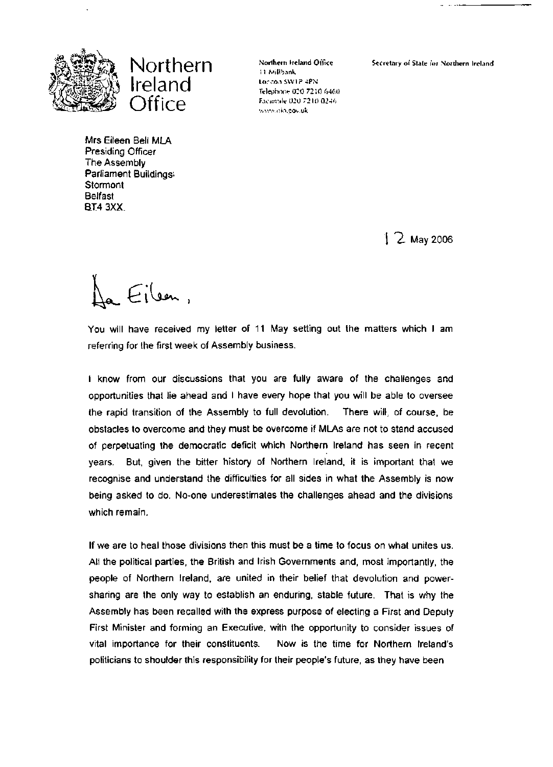# Northern Ireland Office

Northern Ireland Office
11 Millbank
London SW1P 4PN
Telephone 020 7210 6460
Facsimile 020 7210 0246
www.nio.gov.uk

Secretary of State for Northern Ireland

Mrs Eileen Bell MLA
Presiding Officer
The Assembly
Parliament Buildings
Stormont
Belfast
BT4 3XX

12 May 2006

Dear Eileen,

You will have received my letter of 11 May setting out the matters which I am referring for the first week of Assembly business.

I know from our discussions that you are fully aware of the challenges and opportunities that lie ahead and I have every hope that you will be able to oversee the rapid transition of the Assembly to full devolution. There will, of course, be obstacles to overcome and they must be overcome if MLAs are not to stand accused of perpetuating the democratic deficit which Northern Ireland has seen in recent years. But, given the bitter history of Northern Ireland, it is important that we recognise and understand the difficulties for all sides in what the Assembly is now being asked to do. No-one underestimates the challenges ahead and the divisions which remain.

If we are to heal those divisions then this must be a time to focus on what unites us. All the political parties, the British and Irish Governments and, most importantly, the people of Northern Ireland, are united in their belief that devolution and power-sharing are the only way to establish an enduring, stable future. That is why the Assembly has been recalled with the express purpose of electing a First and Deputy First Minister and forming an Executive, with the opportunity to consider issues of vital importance for their constituents. Now is the time for Northern Ireland's politicians to shoulder this responsibility for their people's future, as they have been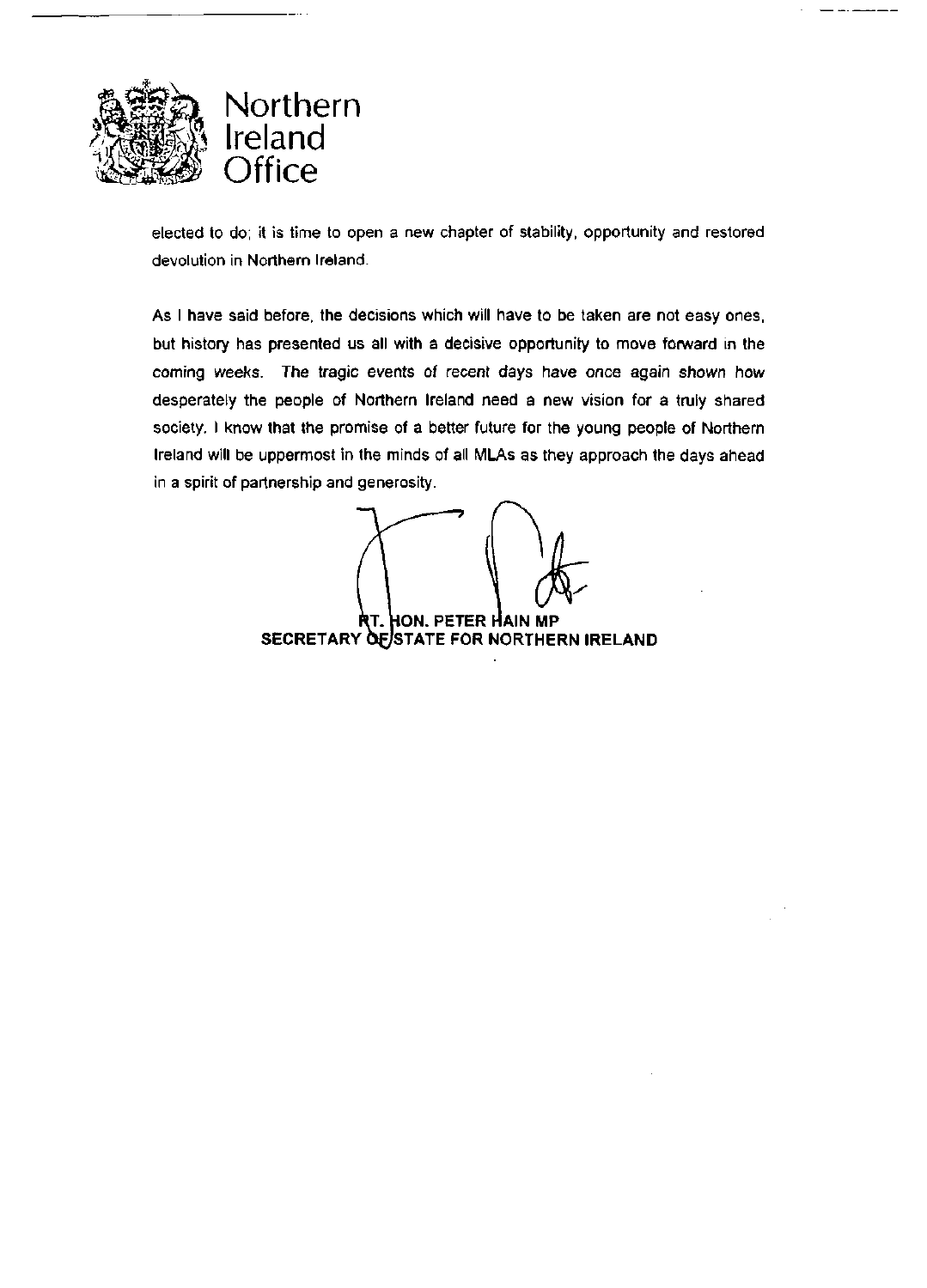Northern Ireland Office

elected to do; it is time to open a new chapter of stability, opportunity and restored devolution in Northern Ireland.

As I have said before, the decisions which will have to be taken are not easy ones, but history has presented us all with a decisive opportunity to move forward in the coming weeks. The tragic events of recent days have once again shown how desperately the people of Northern Ireland need a new vision for a truly shared society. I know that the promise of a better future for the young people of Northern Ireland will be uppermost in the minds of all MLAs as they approach the days ahead in a spirit of partnership and generosity.

**RT. HON. PETER HAIN MP**
**SECRETARY OF STATE FOR NORTHERN IRELAND**